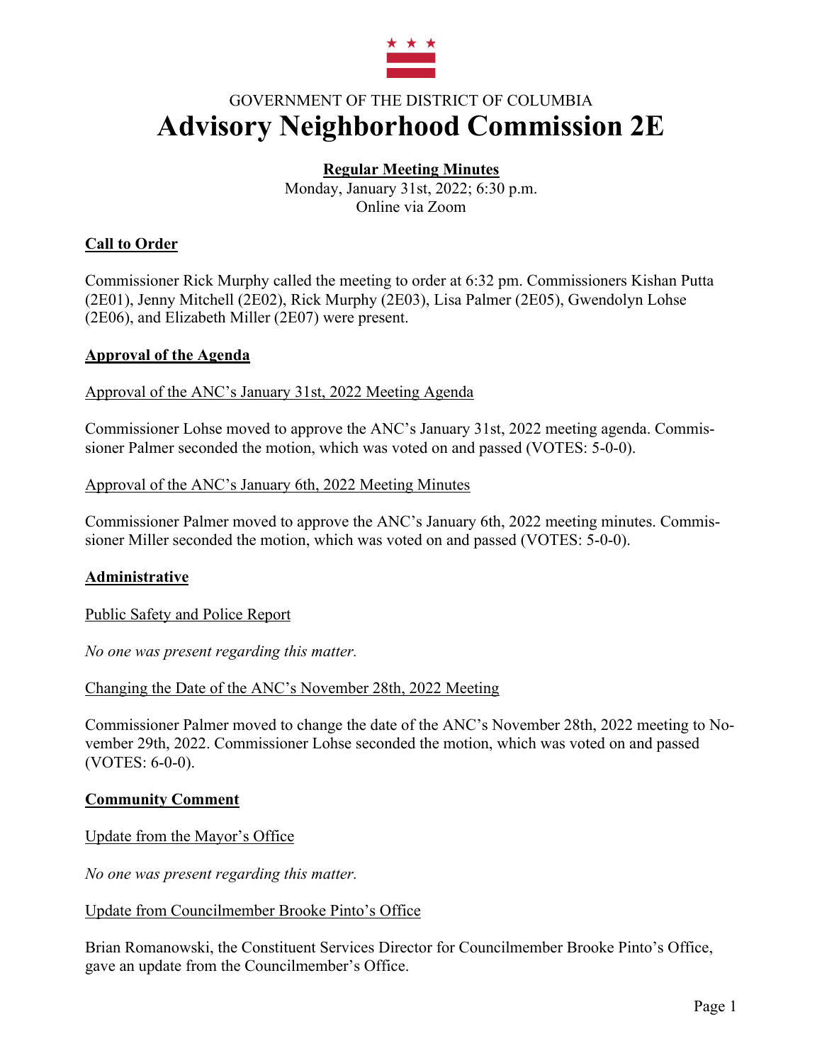GOVERNMENT OF THE DISTRICT OF COLUMBIA

# Advisory Neighborhood Commission 2E

**Regular Meeting Minutes**

Monday, January 31st, 2022; 6:30 p.m.
Online via Zoom

## Call to Order

Commissioner Rick Murphy called the meeting to order at 6:32 pm. Commissioners Kishan Putta (2E01), Jenny Mitchell (2E02), Rick Murphy (2E03), Lisa Palmer (2E05), Gwendolyn Lohse (2E06), and Elizabeth Miller (2E07) were present.

## Approval of the Agenda

Approval of the ANC's January 31st, 2022 Meeting Agenda

Commissioner Lohse moved to approve the ANC's January 31st, 2022 meeting agenda. Commissioner Palmer seconded the motion, which was voted on and passed (VOTES: 5-0-0).

Approval of the ANC's January 6th, 2022 Meeting Minutes

Commissioner Palmer moved to approve the ANC's January 6th, 2022 meeting minutes. Commissioner Miller seconded the motion, which was voted on and passed (VOTES: 5-0-0).

## Administrative

Public Safety and Police Report

*No one was present regarding this matter.*

Changing the Date of the ANC's November 28th, 2022 Meeting

Commissioner Palmer moved to change the date of the ANC's November 28th, 2022 meeting to November 29th, 2022. Commissioner Lohse seconded the motion, which was voted on and passed (VOTES: 6-0-0).

## Community Comment

Update from the Mayor's Office

*No one was present regarding this matter.*

Update from Councilmember Brooke Pinto's Office

Brian Romanowski, the Constituent Services Director for Councilmember Brooke Pinto's Office, gave an update from the Councilmember's Office.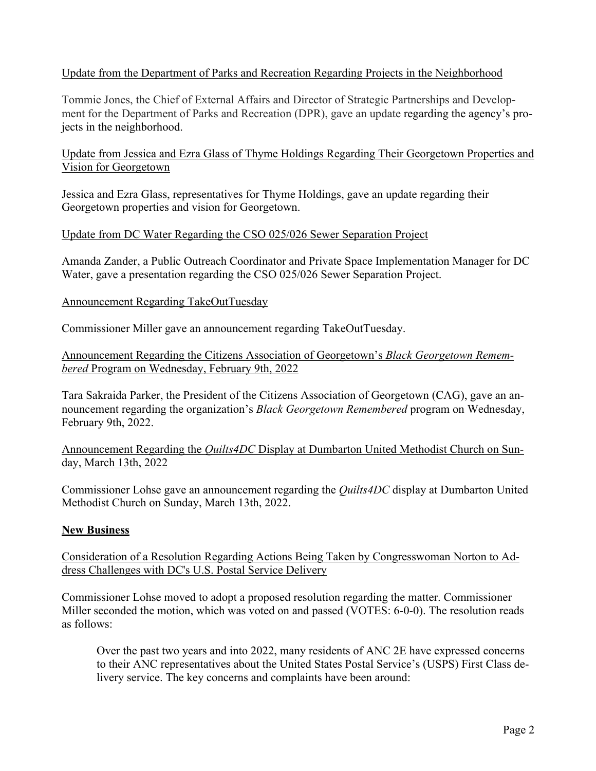Update from the Department of Parks and Recreation Regarding Projects in the Neighborhood

Tommie Jones, the Chief of External Affairs and Director of Strategic Partnerships and Development for the Department of Parks and Recreation (DPR), gave an update regarding the agency's projects in the neighborhood.

Update from Jessica and Ezra Glass of Thyme Holdings Regarding Their Georgetown Properties and Vision for Georgetown

Jessica and Ezra Glass, representatives for Thyme Holdings, gave an update regarding their Georgetown properties and vision for Georgetown.

Update from DC Water Regarding the CSO 025/026 Sewer Separation Project

Amanda Zander, a Public Outreach Coordinator and Private Space Implementation Manager for DC Water, gave a presentation regarding the CSO 025/026 Sewer Separation Project.

Announcement Regarding TakeOutTuesday

Commissioner Miller gave an announcement regarding TakeOutTuesday.

Announcement Regarding the Citizens Association of Georgetown's *Black Georgetown Remembered* Program on Wednesday, February 9th, 2022

Tara Sakraida Parker, the President of the Citizens Association of Georgetown (CAG), gave an announcement regarding the organization's *Black Georgetown Remembered* program on Wednesday, February 9th, 2022.

Announcement Regarding the *Quilts4DC* Display at Dumbarton United Methodist Church on Sunday, March 13th, 2022

Commissioner Lohse gave an announcement regarding the *Quilts4DC* display at Dumbarton United Methodist Church on Sunday, March 13th, 2022.

## New Business

Consideration of a Resolution Regarding Actions Being Taken by Congresswoman Norton to Address Challenges with DC's U.S. Postal Service Delivery

Commissioner Lohse moved to adopt a proposed resolution regarding the matter. Commissioner Miller seconded the motion, which was voted on and passed (VOTES: 6-0-0). The resolution reads as follows:

> Over the past two years and into 2022, many residents of ANC 2E have expressed concerns to their ANC representatives about the United States Postal Service's (USPS) First Class delivery service. The key concerns and complaints have been around: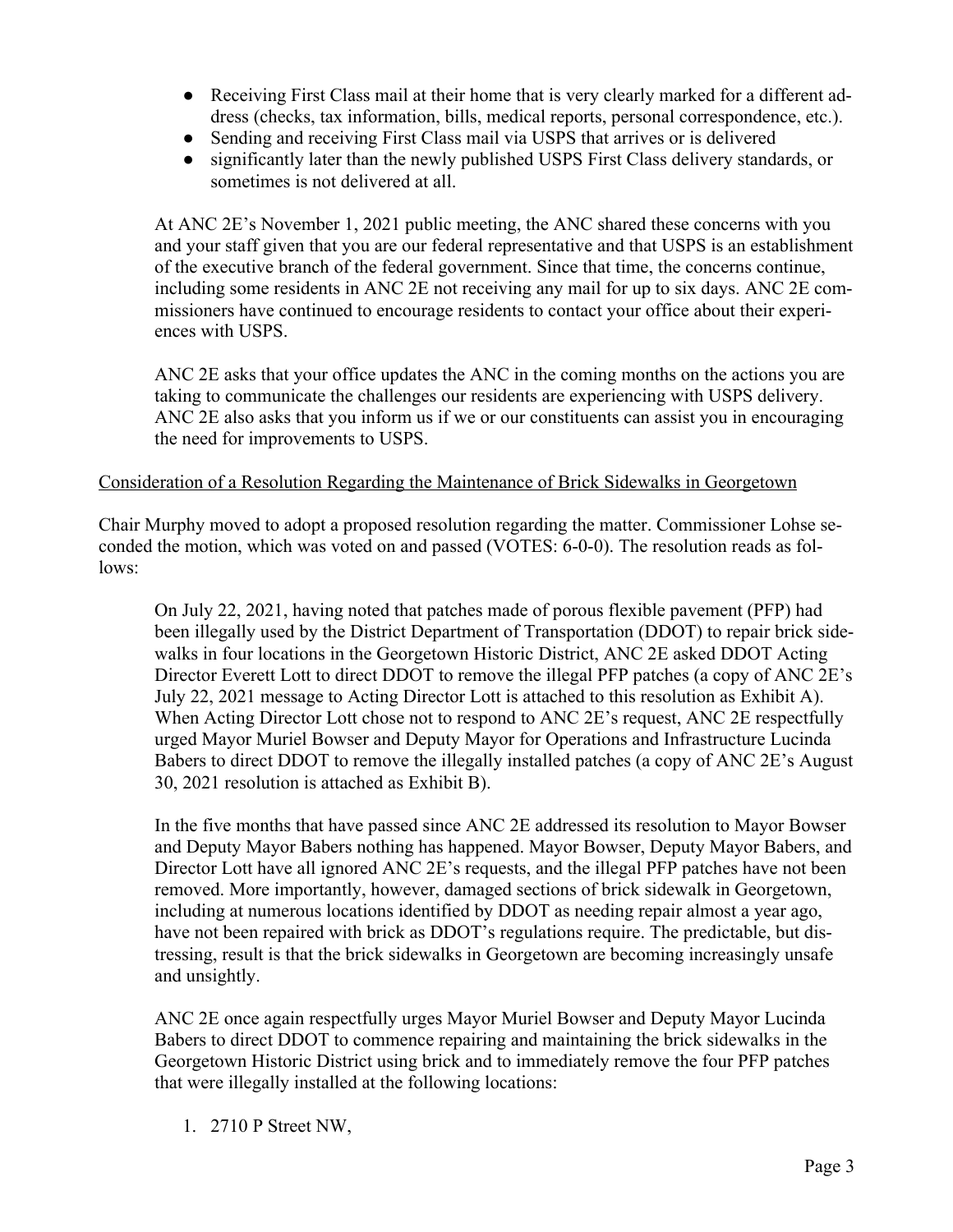- Receiving First Class mail at their home that is very clearly marked for a different address (checks, tax information, bills, medical reports, personal correspondence, etc.).
- Sending and receiving First Class mail via USPS that arrives or is delivered
- significantly later than the newly published USPS First Class delivery standards, or sometimes is not delivered at all.

> At ANC 2E's November 1, 2021 public meeting, the ANC shared these concerns with you and your staff given that you are our federal representative and that USPS is an establishment of the executive branch of the federal government. Since that time, the concerns continue, including some residents in ANC 2E not receiving any mail for up to six days. ANC 2E commissioners have continued to encourage residents to contact your office about their experiences with USPS.
>
> ANC 2E asks that your office updates the ANC in the coming months on the actions you are taking to communicate the challenges our residents are experiencing with USPS delivery. ANC 2E also asks that you inform us if we or our constituents can assist you in encouraging the need for improvements to USPS.

<u>Consideration of a Resolution Regarding the Maintenance of Brick Sidewalks in Georgetown</u>

Chair Murphy moved to adopt a proposed resolution regarding the matter. Commissioner Lohse seconded the motion, which was voted on and passed (VOTES: 6-0-0). The resolution reads as follows:

> On July 22, 2021, having noted that patches made of porous flexible pavement (PFP) had been illegally used by the District Department of Transportation (DDOT) to repair brick sidewalks in four locations in the Georgetown Historic District, ANC 2E asked DDOT Acting Director Everett Lott to direct DDOT to remove the illegal PFP patches (a copy of ANC 2E's July 22, 2021 message to Acting Director Lott is attached to this resolution as Exhibit A). When Acting Director Lott chose not to respond to ANC 2E's request, ANC 2E respectfully urged Mayor Muriel Bowser and Deputy Mayor for Operations and Infrastructure Lucinda Babers to direct DDOT to remove the illegally installed patches (a copy of ANC 2E's August 30, 2021 resolution is attached as Exhibit B).
>
> In the five months that have passed since ANC 2E addressed its resolution to Mayor Bowser and Deputy Mayor Babers nothing has happened. Mayor Bowser, Deputy Mayor Babers, and Director Lott have all ignored ANC 2E's requests, and the illegal PFP patches have not been removed. More importantly, however, damaged sections of brick sidewalk in Georgetown, including at numerous locations identified by DDOT as needing repair almost a year ago, have not been repaired with brick as DDOT's regulations require. The predictable, but distressing, result is that the brick sidewalks in Georgetown are becoming increasingly unsafe and unsightly.
>
> ANC 2E once again respectfully urges Mayor Muriel Bowser and Deputy Mayor Lucinda Babers to direct DDOT to commence repairing and maintaining the brick sidewalks in the Georgetown Historic District using brick and to immediately remove the four PFP patches that were illegally installed at the following locations:
>
> 1. 2710 P Street NW,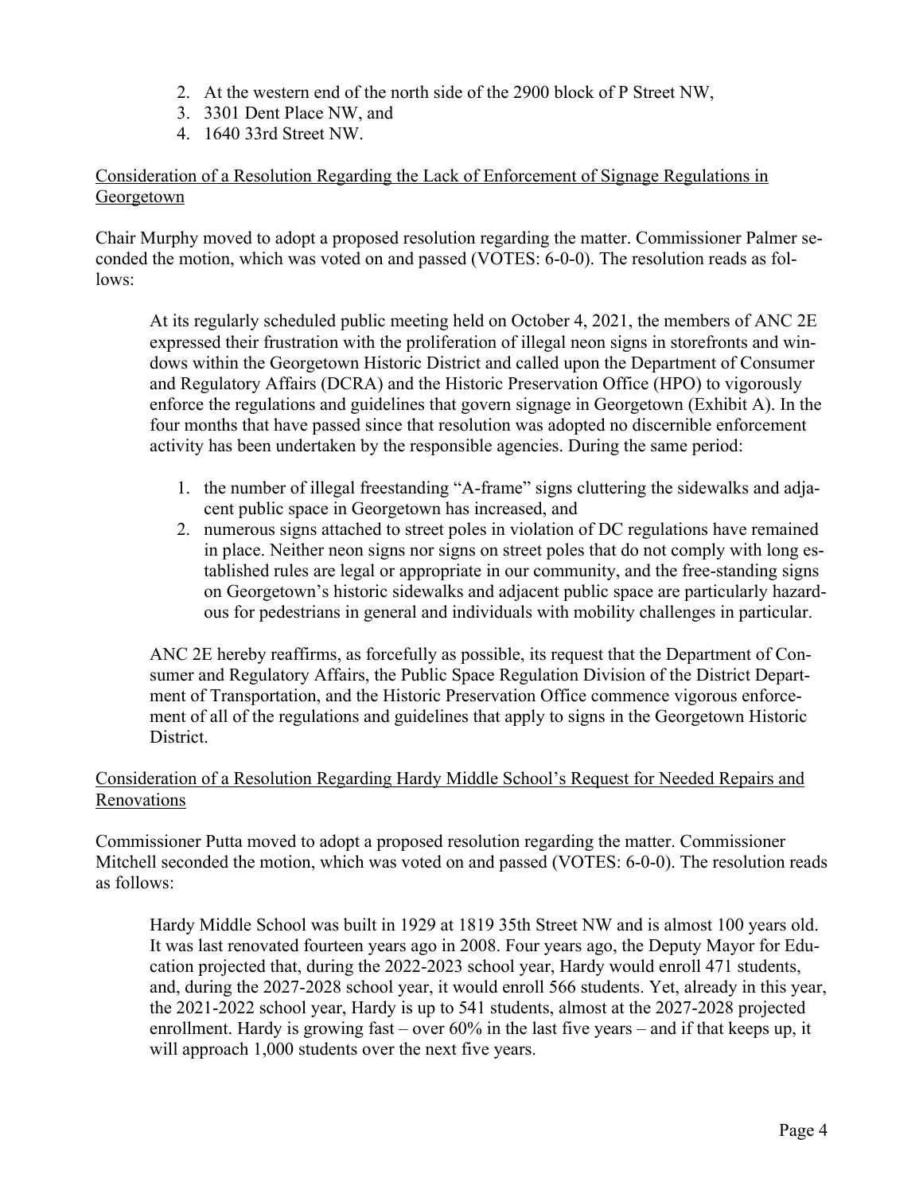2. At the western end of the north side of the 2900 block of P Street NW,
3. 3301 Dent Place NW, and
4. 1640 33rd Street NW.

<u>Consideration of a Resolution Regarding the Lack of Enforcement of Signage Regulations in Georgetown</u>

Chair Murphy moved to adopt a proposed resolution regarding the matter. Commissioner Palmer seconded the motion, which was voted on and passed (VOTES: 6-0-0). The resolution reads as follows:

> At its regularly scheduled public meeting held on October 4, 2021, the members of ANC 2E expressed their frustration with the proliferation of illegal neon signs in storefronts and windows within the Georgetown Historic District and called upon the Department of Consumer and Regulatory Affairs (DCRA) and the Historic Preservation Office (HPO) to vigorously enforce the regulations and guidelines that govern signage in Georgetown (Exhibit A). In the four months that have passed since that resolution was adopted no discernible enforcement activity has been undertaken by the responsible agencies. During the same period:
>
> 1. the number of illegal freestanding "A-frame" signs cluttering the sidewalks and adjacent public space in Georgetown has increased, and
> 2. numerous signs attached to street poles in violation of DC regulations have remained in place. Neither neon signs nor signs on street poles that do not comply with long established rules are legal or appropriate in our community, and the free-standing signs on Georgetown's historic sidewalks and adjacent public space are particularly hazardous for pedestrians in general and individuals with mobility challenges in particular.
>
> ANC 2E hereby reaffirms, as forcefully as possible, its request that the Department of Consumer and Regulatory Affairs, the Public Space Regulation Division of the District Department of Transportation, and the Historic Preservation Office commence vigorous enforcement of all of the regulations and guidelines that apply to signs in the Georgetown Historic District.

<u>Consideration of a Resolution Regarding Hardy Middle School's Request for Needed Repairs and Renovations</u>

Commissioner Putta moved to adopt a proposed resolution regarding the matter. Commissioner Mitchell seconded the motion, which was voted on and passed (VOTES: 6-0-0). The resolution reads as follows:

> Hardy Middle School was built in 1929 at 1819 35th Street NW and is almost 100 years old. It was last renovated fourteen years ago in 2008. Four years ago, the Deputy Mayor for Education projected that, during the 2022-2023 school year, Hardy would enroll 471 students, and, during the 2027-2028 school year, it would enroll 566 students. Yet, already in this year, the 2021-2022 school year, Hardy is up to 541 students, almost at the 2027-2028 projected enrollment. Hardy is growing fast – over 60% in the last five years – and if that keeps up, it will approach 1,000 students over the next five years.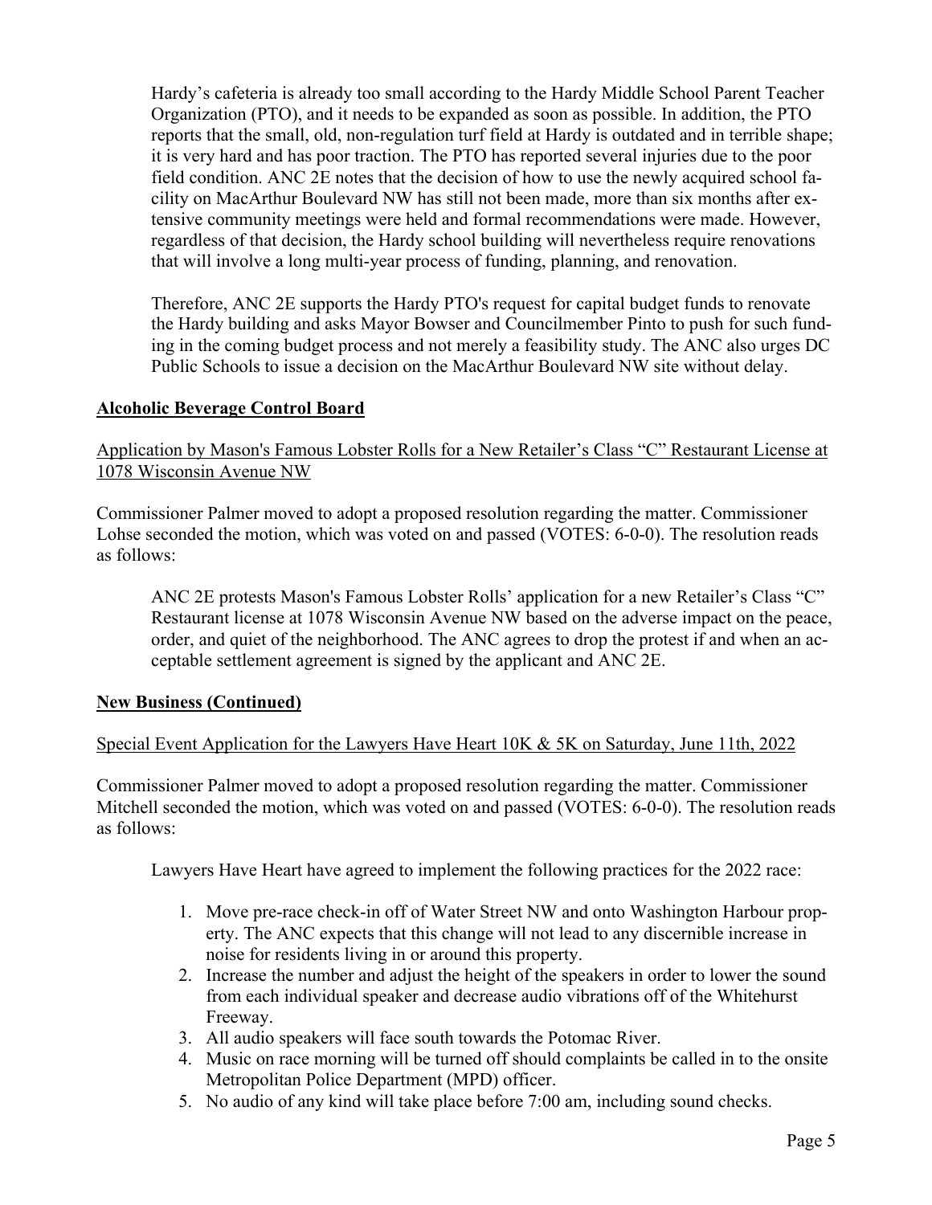Hardy's cafeteria is already too small according to the Hardy Middle School Parent Teacher Organization (PTO), and it needs to be expanded as soon as possible. In addition, the PTO reports that the small, old, non-regulation turf field at Hardy is outdated and in terrible shape; it is very hard and has poor traction. The PTO has reported several injuries due to the poor field condition. ANC 2E notes that the decision of how to use the newly acquired school facility on MacArthur Boulevard NW has still not been made, more than six months after extensive community meetings were held and formal recommendations were made. However, regardless of that decision, the Hardy school building will nevertheless require renovations that will involve a long multi-year process of funding, planning, and renovation.

Therefore, ANC 2E supports the Hardy PTO's request for capital budget funds to renovate the Hardy building and asks Mayor Bowser and Councilmember Pinto to push for such funding in the coming budget process and not merely a feasibility study. The ANC also urges DC Public Schools to issue a decision on the MacArthur Boulevard NW site without delay.

## Alcoholic Beverage Control Board

Application by Mason's Famous Lobster Rolls for a New Retailer's Class "C" Restaurant License at 1078 Wisconsin Avenue NW

Commissioner Palmer moved to adopt a proposed resolution regarding the matter. Commissioner Lohse seconded the motion, which was voted on and passed (VOTES: 6-0-0). The resolution reads as follows:

> ANC 2E protests Mason's Famous Lobster Rolls' application for a new Retailer's Class "C" Restaurant license at 1078 Wisconsin Avenue NW based on the adverse impact on the peace, order, and quiet of the neighborhood. The ANC agrees to drop the protest if and when an acceptable settlement agreement is signed by the applicant and ANC 2E.

## New Business (Continued)

Special Event Application for the Lawyers Have Heart 10K & 5K on Saturday, June 11th, 2022

Commissioner Palmer moved to adopt a proposed resolution regarding the matter. Commissioner Mitchell seconded the motion, which was voted on and passed (VOTES: 6-0-0). The resolution reads as follows:

> Lawyers Have Heart have agreed to implement the following practices for the 2022 race:
>
> 1. Move pre-race check-in off of Water Street NW and onto Washington Harbour property. The ANC expects that this change will not lead to any discernible increase in noise for residents living in or around this property.
> 2. Increase the number and adjust the height of the speakers in order to lower the sound from each individual speaker and decrease audio vibrations off of the Whitehurst Freeway.
> 3. All audio speakers will face south towards the Potomac River.
> 4. Music on race morning will be turned off should complaints be called in to the onsite Metropolitan Police Department (MPD) officer.
> 5. No audio of any kind will take place before 7:00 am, including sound checks.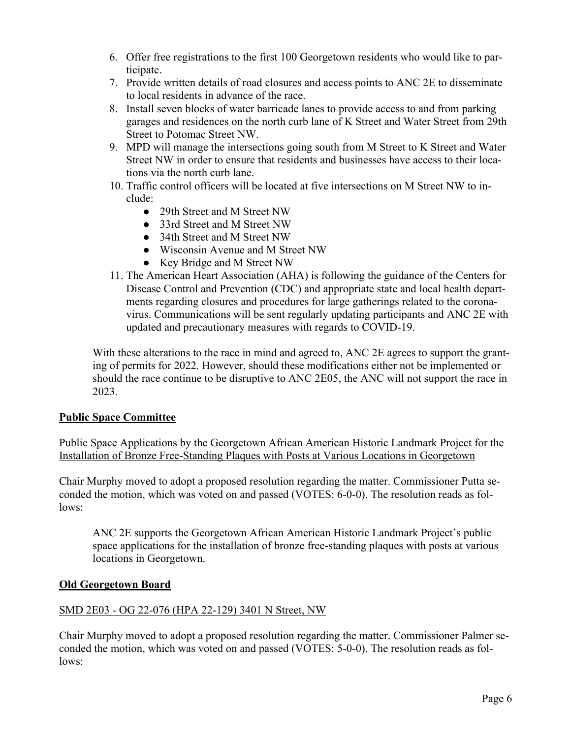6. Offer free registrations to the first 100 Georgetown residents who would like to participate.
7. Provide written details of road closures and access points to ANC 2E to disseminate to local residents in advance of the race.
8. Install seven blocks of water barricade lanes to provide access to and from parking garages and residences on the north curb lane of K Street and Water Street from 29th Street to Potomac Street NW.
9. MPD will manage the intersections going south from M Street to K Street and Water Street NW in order to ensure that residents and businesses have access to their locations via the north curb lane.
10. Traffic control officers will be located at five intersections on M Street NW to include:
    - 29th Street and M Street NW
    - 33rd Street and M Street NW
    - 34th Street and M Street NW
    - Wisconsin Avenue and M Street NW
    - Key Bridge and M Street NW
11. The American Heart Association (AHA) is following the guidance of the Centers for Disease Control and Prevention (CDC) and appropriate state and local health departments regarding closures and procedures for large gatherings related to the coronavirus. Communications will be sent regularly updating participants and ANC 2E with updated and precautionary measures with regards to COVID-19.

With these alterations to the race in mind and agreed to, ANC 2E agrees to support the granting of permits for 2022. However, should these modifications either not be implemented or should the race continue to be disruptive to ANC 2E05, the ANC will not support the race in 2023.

## Public Space Committee

Public Space Applications by the Georgetown African American Historic Landmark Project for the Installation of Bronze Free-Standing Plaques with Posts at Various Locations in Georgetown

Chair Murphy moved to adopt a proposed resolution regarding the matter. Commissioner Putta seconded the motion, which was voted on and passed (VOTES: 6-0-0). The resolution reads as follows:

> ANC 2E supports the Georgetown African American Historic Landmark Project's public space applications for the installation of bronze free-standing plaques with posts at various locations in Georgetown.

## Old Georgetown Board

SMD 2E03 - OG 22-076 (HPA 22-129) 3401 N Street, NW

Chair Murphy moved to adopt a proposed resolution regarding the matter. Commissioner Palmer seconded the motion, which was voted on and passed (VOTES: 5-0-0). The resolution reads as follows: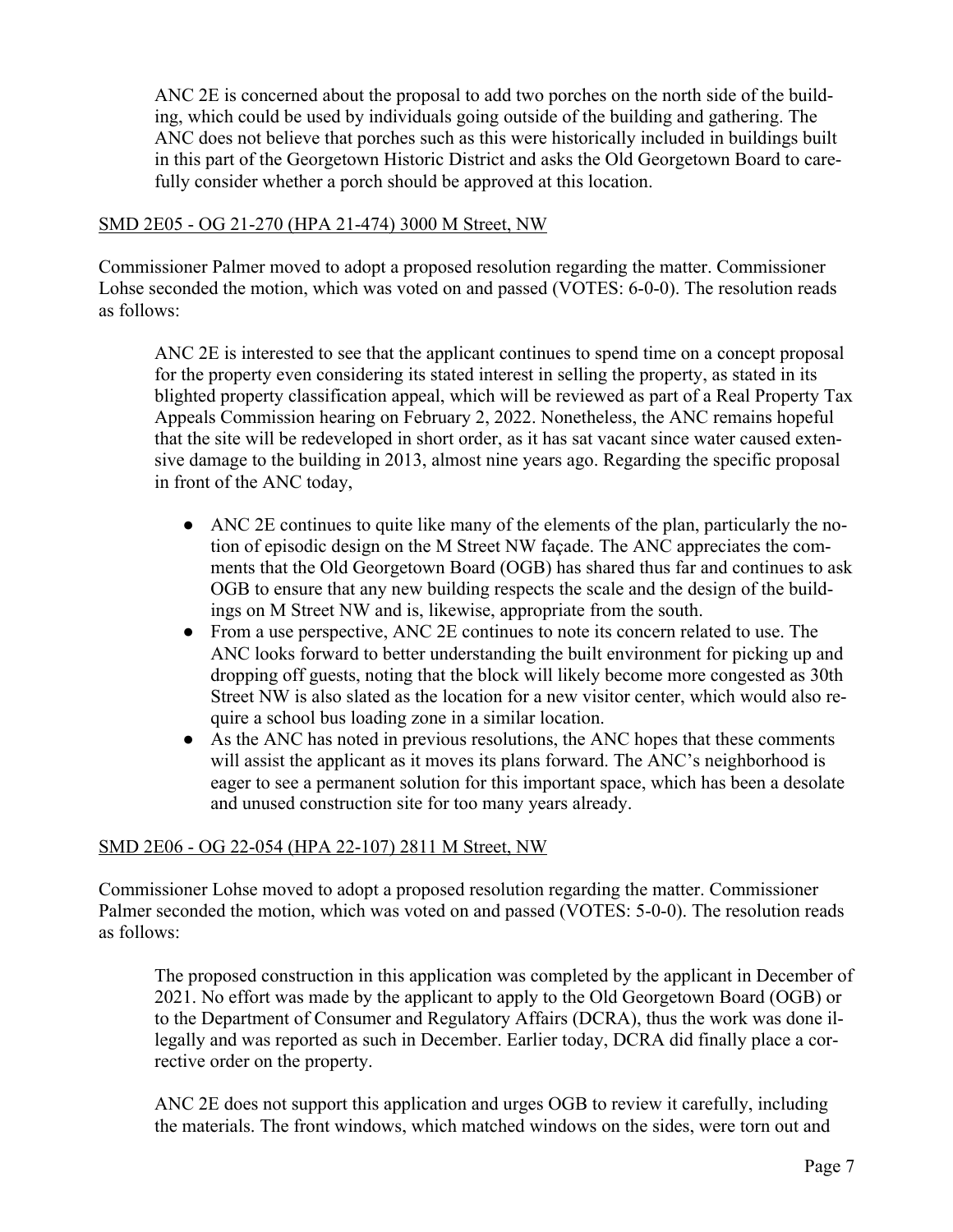ANC 2E is concerned about the proposal to add two porches on the north side of the building, which could be used by individuals going outside of the building and gathering. The ANC does not believe that porches such as this were historically included in buildings built in this part of the Georgetown Historic District and asks the Old Georgetown Board to carefully consider whether a porch should be approved at this location.

<u>SMD 2E05 - OG 21-270 (HPA 21-474) 3000 M Street, NW</u>

Commissioner Palmer moved to adopt a proposed resolution regarding the matter. Commissioner Lohse seconded the motion, which was voted on and passed (VOTES: 6-0-0). The resolution reads as follows:

> ANC 2E is interested to see that the applicant continues to spend time on a concept proposal for the property even considering its stated interest in selling the property, as stated in its blighted property classification appeal, which will be reviewed as part of a Real Property Tax Appeals Commission hearing on February 2, 2022. Nonetheless, the ANC remains hopeful that the site will be redeveloped in short order, as it has sat vacant since water caused extensive damage to the building in 2013, almost nine years ago. Regarding the specific proposal in front of the ANC today,
>
> - ANC 2E continues to quite like many of the elements of the plan, particularly the notion of episodic design on the M Street NW façade. The ANC appreciates the comments that the Old Georgetown Board (OGB) has shared thus far and continues to ask OGB to ensure that any new building respects the scale and the design of the buildings on M Street NW and is, likewise, appropriate from the south.
> - From a use perspective, ANC 2E continues to note its concern related to use. The ANC looks forward to better understanding the built environment for picking up and dropping off guests, noting that the block will likely become more congested as 30th Street NW is also slated as the location for a new visitor center, which would also require a school bus loading zone in a similar location.
> - As the ANC has noted in previous resolutions, the ANC hopes that these comments will assist the applicant as it moves its plans forward. The ANC's neighborhood is eager to see a permanent solution for this important space, which has been a desolate and unused construction site for too many years already.

<u>SMD 2E06 - OG 22-054 (HPA 22-107) 2811 M Street, NW</u>

Commissioner Lohse moved to adopt a proposed resolution regarding the matter. Commissioner Palmer seconded the motion, which was voted on and passed (VOTES: 5-0-0). The resolution reads as follows:

> The proposed construction in this application was completed by the applicant in December of 2021. No effort was made by the applicant to apply to the Old Georgetown Board (OGB) or to the Department of Consumer and Regulatory Affairs (DCRA), thus the work was done illegally and was reported as such in December. Earlier today, DCRA did finally place a corrective order on the property.
>
> ANC 2E does not support this application and urges OGB to review it carefully, including the materials. The front windows, which matched windows on the sides, were torn out and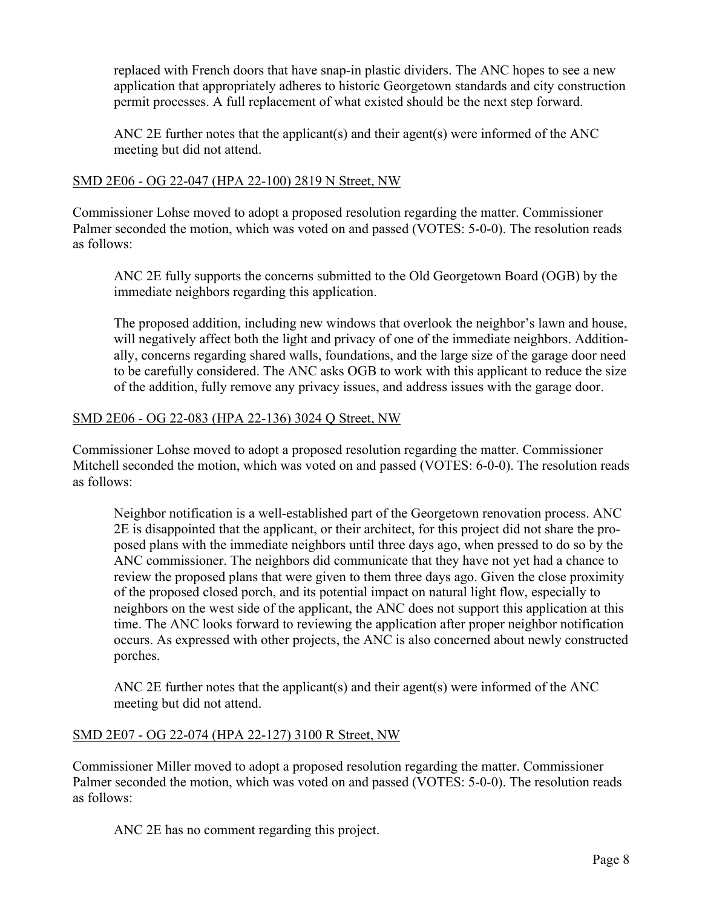replaced with French doors that have snap-in plastic dividers. The ANC hopes to see a new application that appropriately adheres to historic Georgetown standards and city construction permit processes. A full replacement of what existed should be the next step forward.

> ANC 2E further notes that the applicant(s) and their agent(s) were informed of the ANC meeting but did not attend.

<u>SMD 2E06 - OG 22-047 (HPA 22-100) 2819 N Street, NW</u>

Commissioner Lohse moved to adopt a proposed resolution regarding the matter. Commissioner Palmer seconded the motion, which was voted on and passed (VOTES: 5-0-0). The resolution reads as follows:

> ANC 2E fully supports the concerns submitted to the Old Georgetown Board (OGB) by the immediate neighbors regarding this application.
>
> The proposed addition, including new windows that overlook the neighbor's lawn and house, will negatively affect both the light and privacy of one of the immediate neighbors. Additionally, concerns regarding shared walls, foundations, and the large size of the garage door need to be carefully considered. The ANC asks OGB to work with this applicant to reduce the size of the addition, fully remove any privacy issues, and address issues with the garage door.

<u>SMD 2E06 - OG 22-083 (HPA 22-136) 3024 Q Street, NW</u>

Commissioner Lohse moved to adopt a proposed resolution regarding the matter. Commissioner Mitchell seconded the motion, which was voted on and passed (VOTES: 6-0-0). The resolution reads as follows:

> Neighbor notification is a well-established part of the Georgetown renovation process. ANC 2E is disappointed that the applicant, or their architect, for this project did not share the proposed plans with the immediate neighbors until three days ago, when pressed to do so by the ANC commissioner. The neighbors did communicate that they have not yet had a chance to review the proposed plans that were given to them three days ago. Given the close proximity of the proposed closed porch, and its potential impact on natural light flow, especially to neighbors on the west side of the applicant, the ANC does not support this application at this time. The ANC looks forward to reviewing the application after proper neighbor notification occurs. As expressed with other projects, the ANC is also concerned about newly constructed porches.
>
> ANC 2E further notes that the applicant(s) and their agent(s) were informed of the ANC meeting but did not attend.

<u>SMD 2E07 - OG 22-074 (HPA 22-127) 3100 R Street, NW</u>

Commissioner Miller moved to adopt a proposed resolution regarding the matter. Commissioner Palmer seconded the motion, which was voted on and passed (VOTES: 5-0-0). The resolution reads as follows:

> ANC 2E has no comment regarding this project.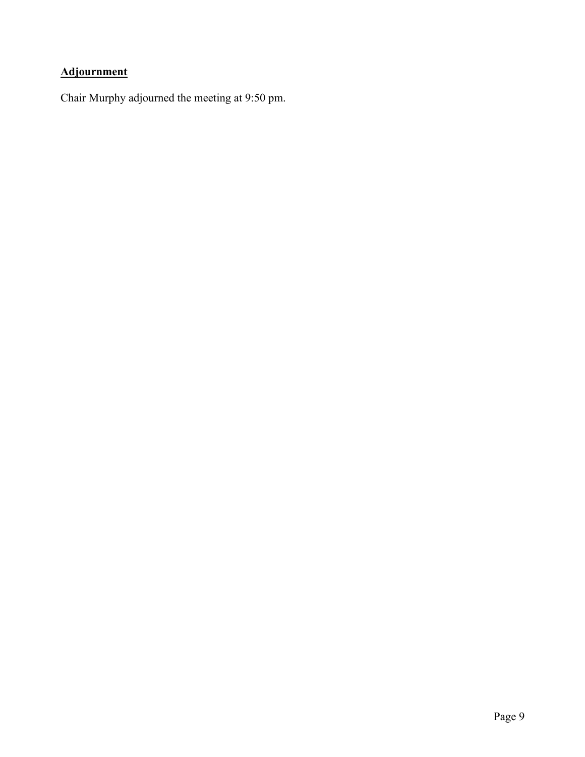**Adjournment**

Chair Murphy adjourned the meeting at 9:50 pm.